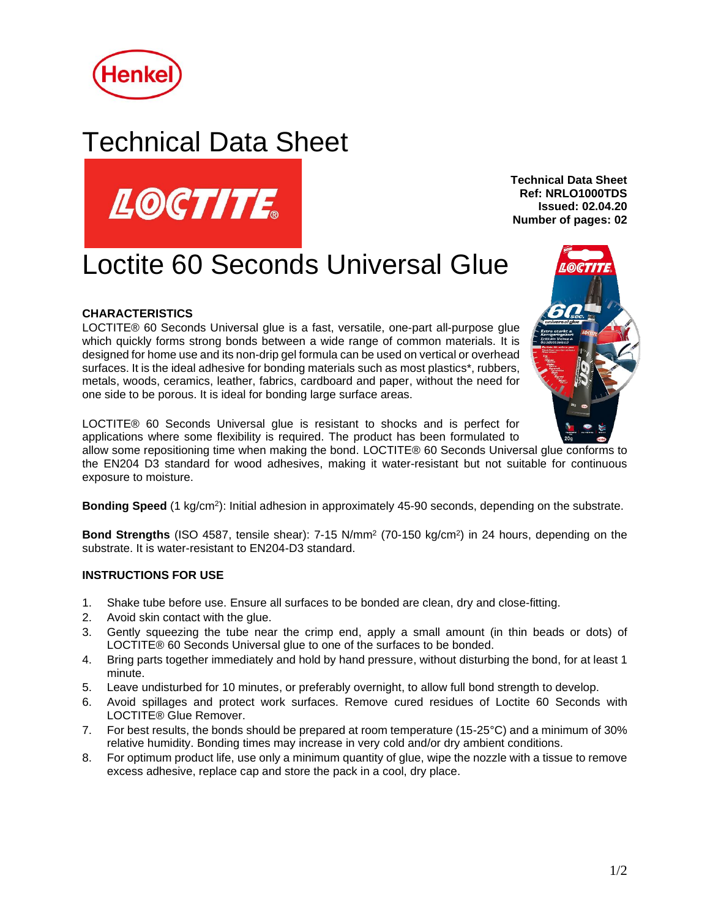# Technical Data Sheet

**Technical Data Sheet**
**Ref: NRLO1000TDS**
**Issued: 02.04.20**
**Number of pages: 02**

# Loctite 60 Seconds Universal Glue

### CHARACTERISTICS

LOCTITE® 60 Seconds Universal glue is a fast, versatile, one-part all-purpose glue which quickly forms strong bonds between a wide range of common materials. It is designed for home use and its non-drip gel formula can be used on vertical or overhead surfaces. It is the ideal adhesive for bonding materials such as most plastics*, rubbers, metals, woods, ceramics, leather, fabrics, cardboard and paper, without the need for one side to be porous. It is ideal for bonding large surface areas.

LOCTITE® 60 Seconds Universal glue is resistant to shocks and is perfect for applications where some flexibility is required. The product has been formulated to allow some repositioning time when making the bond. LOCTITE® 60 Seconds Universal glue conforms to the EN204 D3 standard for wood adhesives, making it water-resistant but not suitable for continuous exposure to moisture.

**Bonding Speed** (1 kg/cm$^2$): Initial adhesion in approximately 45-90 seconds, depending on the substrate.

**Bond Strengths** (ISO 4587, tensile shear): 7-15 N/mm$^2$ (70-150 kg/cm$^2$) in 24 hours, depending on the substrate. It is water-resistant to EN204-D3 standard.

### INSTRUCTIONS FOR USE

1. Shake tube before use. Ensure all surfaces to be bonded are clean, dry and close-fitting.
2. Avoid skin contact with the glue.
3. Gently squeezing the tube near the crimp end, apply a small amount (in thin beads or dots) of LOCTITE® 60 Seconds Universal glue to one of the surfaces to be bonded.
4. Bring parts together immediately and hold by hand pressure, without disturbing the bond, for at least 1 minute.
5. Leave undisturbed for 10 minutes, or preferably overnight, to allow full bond strength to develop.
6. Avoid spillages and protect work surfaces. Remove cured residues of Loctite 60 Seconds with LOCTITE® Glue Remover.
7. For best results, the bonds should be prepared at room temperature (15-25°C) and a minimum of 30% relative humidity. Bonding times may increase in very cold and/or dry ambient conditions.
8. For optimum product life, use only a minimum quantity of glue, wipe the nozzle with a tissue to remove excess adhesive, replace cap and store the pack in a cool, dry place.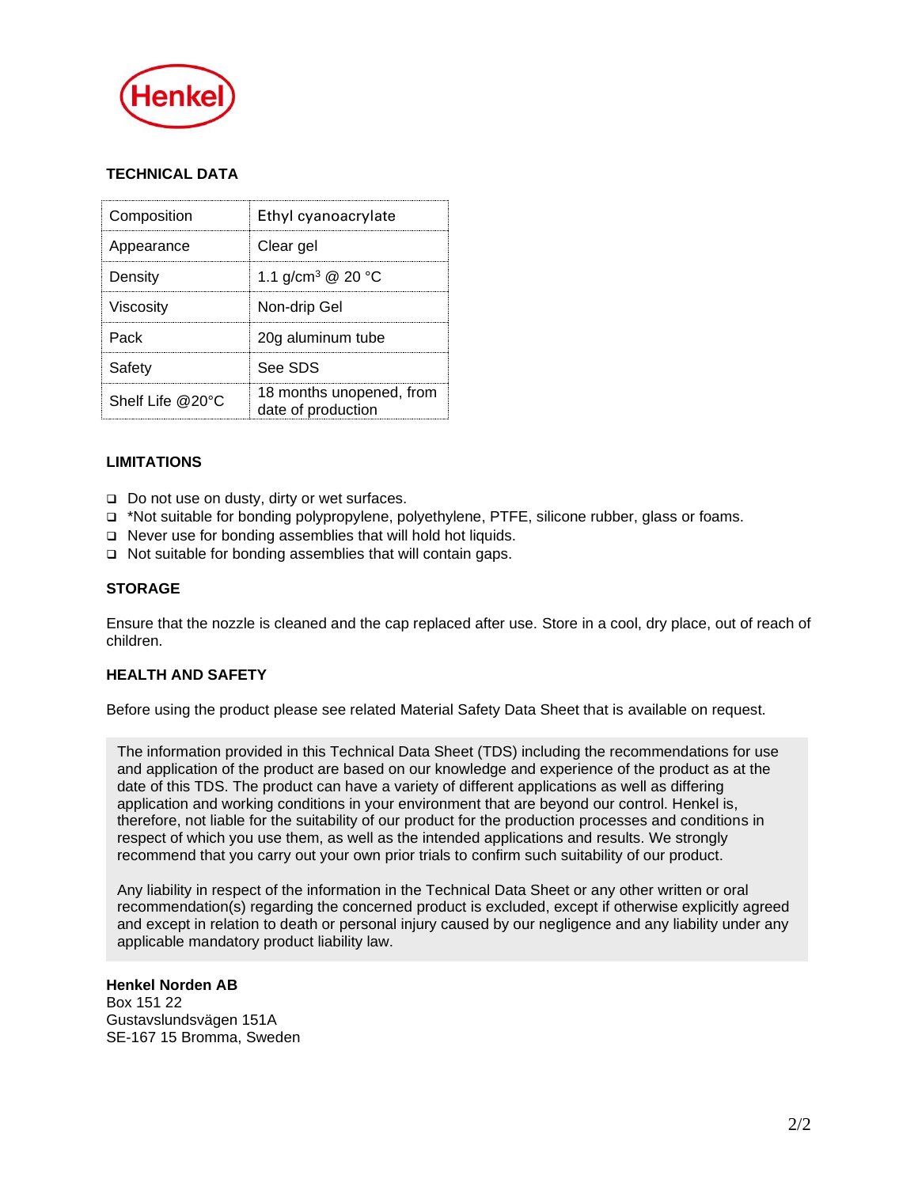## TECHNICAL DATA

| | |
|---|---|
| Composition | Ethyl cyanoacrylate |
| Appearance | Clear gel |
| Density | 1.1 g/cm³ @ 20 °C |
| Viscosity | Non-drip Gel |
| Pack | 20g aluminum tube |
| Safety | See SDS |
| Shelf Life @20°C | 18 months unopened, from date of production |

## LIMITATIONS

- Do not use on dusty, dirty or wet surfaces.
- *Not suitable for bonding polypropylene, polyethylene, PTFE, silicone rubber, glass or foams.
- Never use for bonding assemblies that will hold hot liquids.
- Not suitable for bonding assemblies that will contain gaps.

## STORAGE

Ensure that the nozzle is cleaned and the cap replaced after use. Store in a cool, dry place, out of reach of children.

## HEALTH AND SAFETY

Before using the product please see related Material Safety Data Sheet that is available on request.

The information provided in this Technical Data Sheet (TDS) including the recommendations for use and application of the product are based on our knowledge and experience of the product as at the date of this TDS. The product can have a variety of different applications as well as differing application and working conditions in your environment that are beyond our control. Henkel is, therefore, not liable for the suitability of our product for the production processes and conditions in respect of which you use them, as well as the intended applications and results. We strongly recommend that you carry out your own prior trials to confirm such suitability of our product.

Any liability in respect of the information in the Technical Data Sheet or any other written or oral recommendation(s) regarding the concerned product is excluded, except if otherwise explicitly agreed and except in relation to death or personal injury caused by our negligence and any liability under any applicable mandatory product liability law.

**Henkel Norden AB**
Box 151 22
Gustavslundsvägen 151A
SE-167 15 Bromma, Sweden